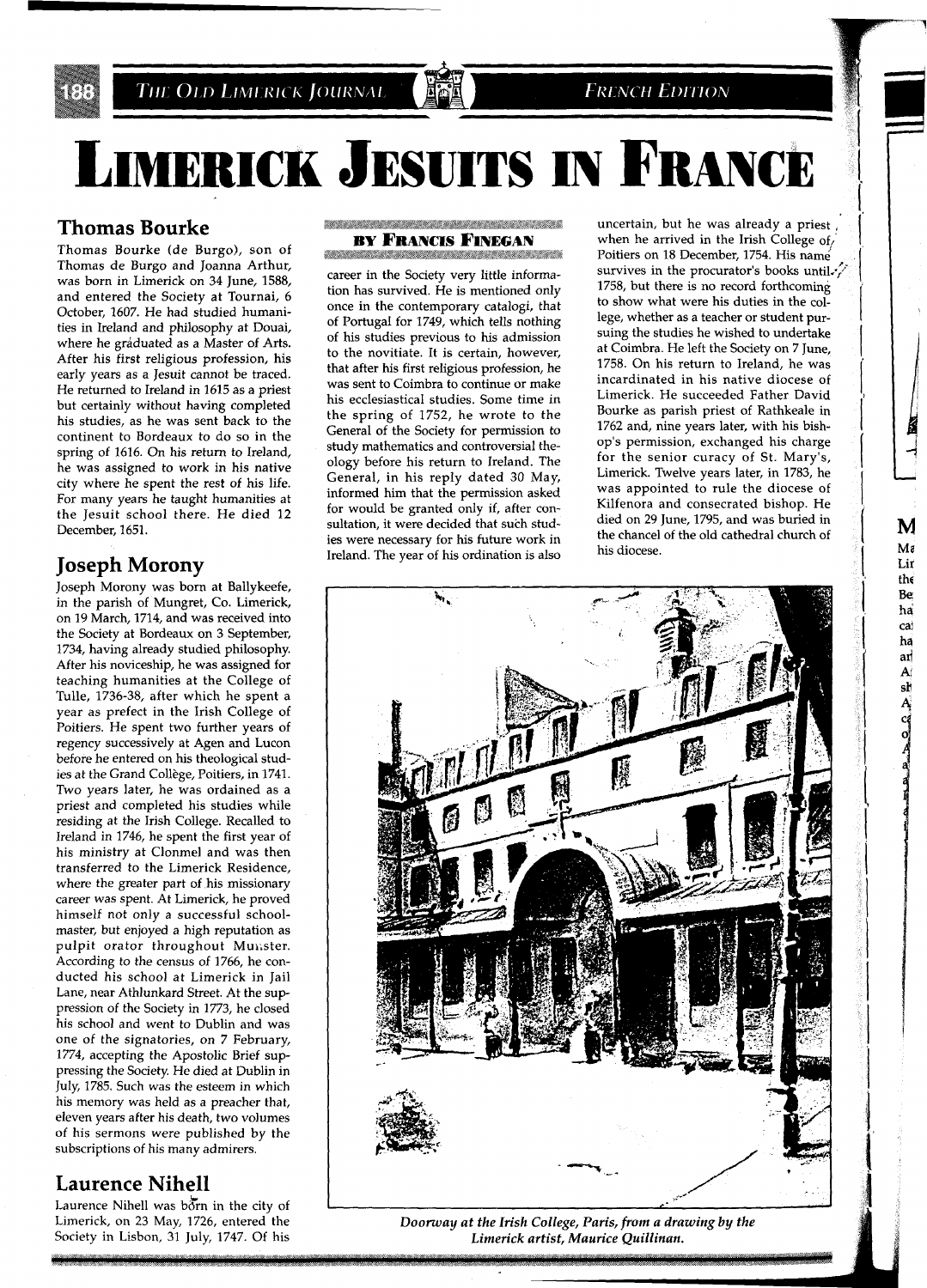# LIMERICK JESUITS IN FRANCE

**BY FRANCIS FINEGAN**

## Thomas Bourke

Thomas Bourke (de Burgo), son of Thomas de Burgo and Joanna Arthur, was born in Limerick on 34 June, 1588, and entered the Society at Tournai, 6 October, 1607. He had studied humanities in Ireland and philosophy at Douai, where he graduated as a Master of Arts. After his first religious profession, his early years as a Jesuit cannot be traced. He returned to Ireland in 1615 as a priest but certainly without having completed his studies, as he was sent back to the continent to Bordeaux to do so in the spring of 1616. On his return to Ireland, he was assigned to work in his native city where he spent the rest of his life. For many years he taught humanities at the Jesuit school there. He died 12 December, 1651.

## Joseph Morony

Joseph Morony was born at Ballykeefe, in the parish of Mungret, Co. Limerick, on 19 March, 1714, and was received into the Society at Bordeaux on 3 September, 1734, having already studied philosophy. After his noviceship, he was assigned for teaching humanities at the College of Tulle, 1736-38, after which he spent a year as prefect in the Irish College of Poitiers. He spent two further years of regency successively at Agen and Lucon before he entered on his theological studies at the Grand Collège, Poitiers, in 1741. Two years later, he was ordained as a priest and completed his studies while residing at the Irish College. Recalled to Ireland in 1746, he spent the first year of his ministry at Clonmel and was then transferred to the Limerick Residence, where the greater part of his missionary career was spent. At Limerick, he proved himself not only a successful schoolmaster, but enjoyed a high reputation as pulpit orator throughout Munster. According to the census of 1766, he conducted his school at Limerick in Jail Lane, near Athlunkard Street. At the suppression of the Society in 1773, he closed his school and went to Dublin and was one of the signatories, on 7 February, 1774, accepting the Apostolic Brief suppressing the Society. He died at Dublin in July, 1785. Such was the esteem in which his memory was held as a preacher that, eleven years after his death, two volumes of his sermons were published by the subscriptions of his many admirers.

## Laurence Nihell

Laurence Nihell was born in the city of Limerick, on 23 May, 1726, entered the Society in Lisbon, 31 July, 1747. Of his career in the Society very little information has survived. He is mentioned only once in the contemporary catalogi, that of Portugal for 1749, which tells nothing of his studies previous to his admission to the novitiate. It is certain, however, that after his first religious profession, he was sent to Coimbra to continue or make his ecclesiastical studies. Some time in the spring of 1752, he wrote to the General of the Society for permission to study mathematics and controversial theology before his return to Ireland. The General, in his reply dated 30 May, informed him that the permission asked for would be granted only if, after consultation, it were decided that such studies were necessary for his future work in Ireland. The year of his ordination is also uncertain, but he was already a priest when he arrived in the Irish College of Poitiers on 18 December, 1754. His name survives in the procurator's books until 1758, but there is no record forthcoming to show what were his duties in the college, whether as a teacher or student pursuing the studies he wished to undertake at Coimbra. He left the Society on 7 June, 1758. On his return to Ireland, he was incardinated in his native diocese of Limerick. He succeeded Father David Bourke as parish priest of Rathkeale in 1762 and, nine years later, with his bishop's permission, exchanged his charge for the senior curacy of St. Mary's, Limerick. Twelve years later, in 1783, he was appointed to rule the diocese of Kilfenora and consecrated bishop. He died on 29 June, 1795, and was buried in the chancel of the old cathedral church of his diocese.

*Doorway at the Irish College, Paris, from a drawing by the Limerick artist, Maurice Quillinan.*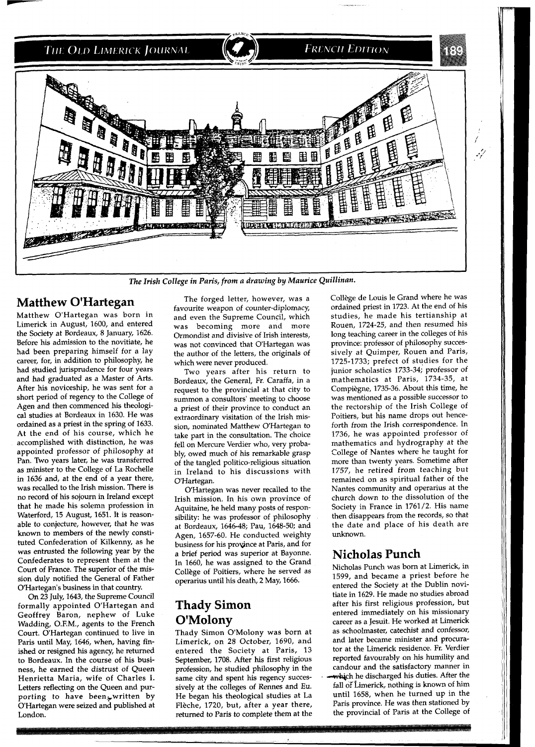*The Irish College in Paris, from a drawing by Maurice Quillinan.*

## Matthew O'Hartegan

Matthew O'Hartegan was born in Limerick in August, 1600, and entered the Society at Bordeaux, 8 January, 1626. Before his admission to the novitiate, he had been preparing himself for a lay career, for, in addition to philosophy, he had studied jurisprudence for four years and had graduated as a Master of Arts. After his noviceship, he was sent for a short period of regency to the College of Agen and then commenced his theological studies at Bordeaux in 1630. He was ordained as a priest in the spring of 1633. At the end of his course, which he accomplished with distinction, he was appointed professor of philosophy at Pan. Two years later, he was transferred as minister to the College of La Rochelle in 1636 and, at the end of a year there, was recalled to the Irish mission. There is no record of his sojourn in Ireland except that he made his solemn profession in Waterford, 15 August, 1651. It is reasonable to conjecture, however, that he was known to members of the newly constituted Confederation of Kilkenny, as he was entrusted the following year by the Confederates to represent them at the Court of France. The superior of the mission duly notified the General of Father O'Hartegan's business in that country.

On 23 July, 1643, the Supreme Council formally appointed O'Hartegan and Geoffrey Baron, nephew of Luke Wadding, O.F.M., agents to the French Court. O'Hartegan continued to live in Paris until May, 1646, when, having finished or resigned his agency, he returned to Bordeaux. In the course of his business, he earned the distrust of Queen Henrietta Maria, wife of Charles I. Letters reflecting on the Queen and purporting to have been written by O'Hartegan were seized and published at London.

The forged letter, however, was a favourite weapon of counter-diplomacy, and even the Supreme Council, which was becoming more and more Ormondist and divisive of Irish interests, was not convinced that O'Hartegan was the author of the letters, the originals of which were never produced.

Two years after his return to Bordeaux, the General, Fr. Caraffa, in a request to the provincial at that city to summon a consultors' meeting to choose a priest of their province to conduct an extraordinary visitation of the Irish mission, nominated Matthew O'Hartegan to take part in the consultation. The choice fell on Mercure Verdier who, very probably, owed much of his remarkable grasp of the tangled politico-religious situation in Ireland to his discussions with O'Hartegan.

O'Hartegan was never recalled to the Irish mission. In his own province of Aquitaine, he held many posts of responsibility: he was professor of philosophy at Bordeaux, 1646-48; Pau, 1648-50; and Agen, 1657-60. He conducted weighty business for his province at Paris, and for a brief period was superior at Bayonne. In 1660, he was assigned to the Grand Collège of Poitiers, where he served as operarius until his death, 2 May, 1666.

## Thady Simon O'Molony

Thady Simon O'Molony was born at Limerick, on 28 October, 1690, and entered the Society at Paris, 13 September, 1708. After his first religious profession, he studied philosophy in the same city and spent his regency successively at the colleges of Rennes and Eu. He began his theological studies at La Flèche, 1720, but, after a year there, returned to Paris to complete them at the Collège de Louis le Grand where he was ordained priest in 1723. At the end of his studies, he made his tertianship at Rouen, 1724-25, and then resumed his long teaching career in the colleges of his province: professor of philosophy successively at Quimper, Rouen and Paris, 1725-1733; prefect of studies for the junior scholastics 1733-34; professor of mathematics at Paris, 1734-35, at Compiègne, 1735-36. About this time, he was mentioned as a possible successor to the rectorship of the Irish College of Poitiers, but his name drops out henceforth from the Irish correspondence. In 1736, he was appointed professor of mathematics and hydrography at the College of Nantes where he taught for more than twenty years. Sometime after 1757, he retired from teaching but remained on as spiritual father of the Nantes community and operarius at the church down to the dissolution of the Society in France in 1761/2. His name then disappears from the records, so that the date and place of his death are unknown.

## Nicholas Punch

Nicholas Punch was born at Limerick, in 1599, and became a priest before he entered the Society at the Dublin novitiate in 1629. He made no studies abroad after his first religious profession, but entered immediately on his missionary career as a Jesuit. He worked at Limerick as schoolmaster, catechist and confessor, and later became minister and procurator at the Limerick residence. Fr. Verdier reported favourably on his humility and candour and the satisfactory manner in which he discharged his duties. After the fall of Limerick, nothing is known of him until 1658, when he turned up in the Paris province. He was then stationed by the provincial of Paris at the College of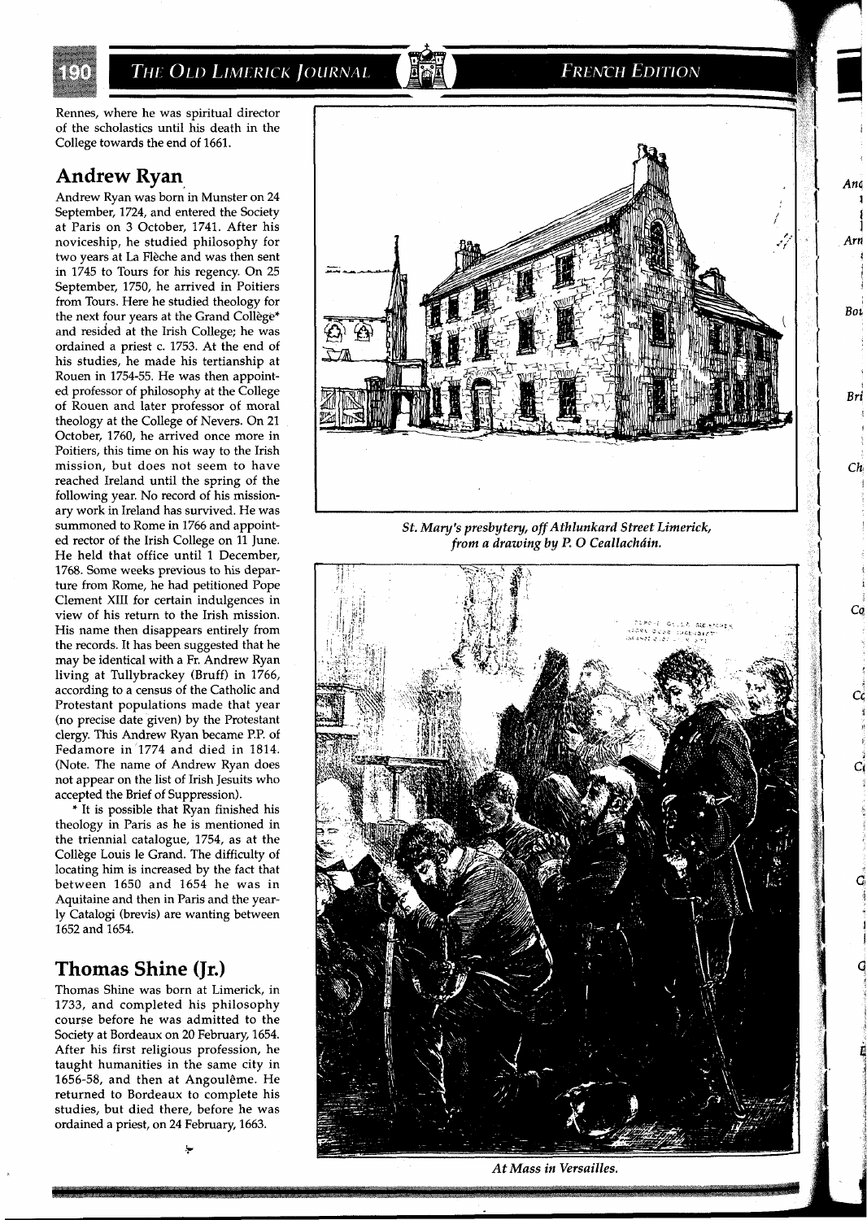Rennes, where he was spiritual director of the scholastics until his death in the College towards the end of 1661.

## Andrew Ryan

Andrew Ryan was born in Munster on 24 September, 1724, and entered the Society at Paris on 3 October, 1741. After his noviceship, he studied philosophy for two years at La Flèche and was then sent in 1745 to Tours for his regency. On 25 September, 1750, he arrived in Poitiers from Tours. Here he studied theology for the next four years at the Grand Collège* and resided at the Irish College; he was ordained a priest c. 1753. At the end of his studies, he made his tertianship at Rouen in 1754-55. He was then appointed professor of philosophy at the College of Rouen and later professor of moral theology at the College of Nevers. On 21 October, 1760, he arrived once more in Poitiers, this time on his way to the Irish mission, but does not seem to have reached Ireland until the spring of the following year. No record of his missionary work in Ireland has survived. He was summoned to Rome in 1766 and appointed rector of the Irish College on 11 June. He held that office until 1 December, 1768. Some weeks previous to his departure from Rome, he had petitioned Pope Clement XIII for certain indulgences in view of his return to the Irish mission. His name then disappears entirely from the records. It has been suggested that he may be identical with a Fr. Andrew Ryan living at Tullybrackey (Bruff) in 1766, according to a census of the Catholic and Protestant populations made that year (no precise date given) by the Protestant clergy. This Andrew Ryan became P.P. of Fedamore in 1774 and died in 1814. (Note. The name of Andrew Ryan does not appear on the list of Irish Jesuits who accepted the Brief of Suppression).

\* It is possible that Ryan finished his theology in Paris as he is mentioned in the triennial catalogue, 1754, as at the Collège Louis le Grand. The difficulty of locating him is increased by the fact that between 1650 and 1654 he was in Aquitaine and then in Paris and the yearly Catalogi (brevis) are wanting between 1652 and 1654.

## Thomas Shine (Jr.)

Thomas Shine was born at Limerick, in 1733, and completed his philosophy course before he was admitted to the Society at Bordeaux on 20 February, 1654. After his first religious profession, he taught humanities in the same city in 1656-58, and then at Angoulême. He returned to Bordeaux to complete his studies, but died there, before he was ordained a priest, on 24 February, 1663.

*St. Mary's presbytery, off Athlunkard Street Limerick, from a drawing by P. O Ceallacháin.*

*At Mass in Versailles.*